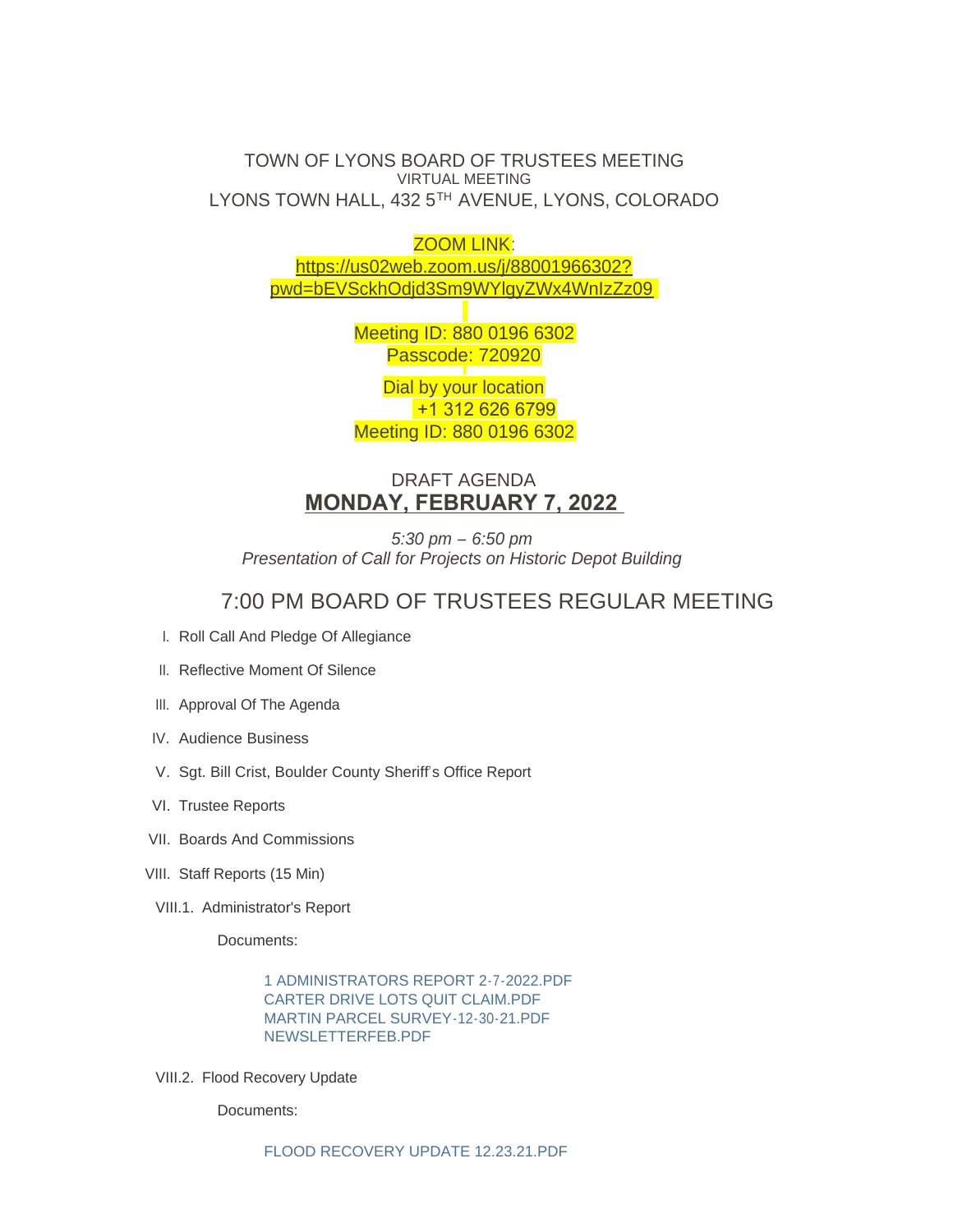# TOWN OF LYONS BOARD OF TRUSTEES MEETING

VIRTUAL MEETING

LYONS TOWN HALL, 432 5TH AVENUE, LYONS, COLORADO

ZOOM LINK:
https://us02web.zoom.us/j/88001966302?pwd=bEVSckhOdjd3Sm9WYlgyZWx4WnIzZz09

Meeting ID: 880 0196 6302
Passcode: 720920

Dial by your location
+1 312 626 6799
Meeting ID: 880 0196 6302

## DRAFT AGENDA
## MONDAY, FEBRUARY 7, 2022

*5:30 pm – 6:50 pm*
*Presentation of Call for Projects on Historic Depot Building*

## 7:00 PM BOARD OF TRUSTEES REGULAR MEETING

I. Roll Call And Pledge Of Allegiance

II. Reflective Moment Of Silence

III. Approval Of The Agenda

IV. Audience Business

V. Sgt. Bill Crist, Boulder County Sheriff's Office Report

VI. Trustee Reports

VII. Boards And Commissions

VIII. Staff Reports (15 Min)

VIII.1. Administrator's Report

Documents:

- 1 ADMINISTRATORS REPORT 2-7-2022.PDF
- CARTER DRIVE LOTS QUIT CLAIM.PDF
- MARTIN PARCEL SURVEY-12-30-21.PDF
- NEWSLETTERFEB.PDF

VIII.2. Flood Recovery Update

Documents:

- FLOOD RECOVERY UPDATE 12.23.21.PDF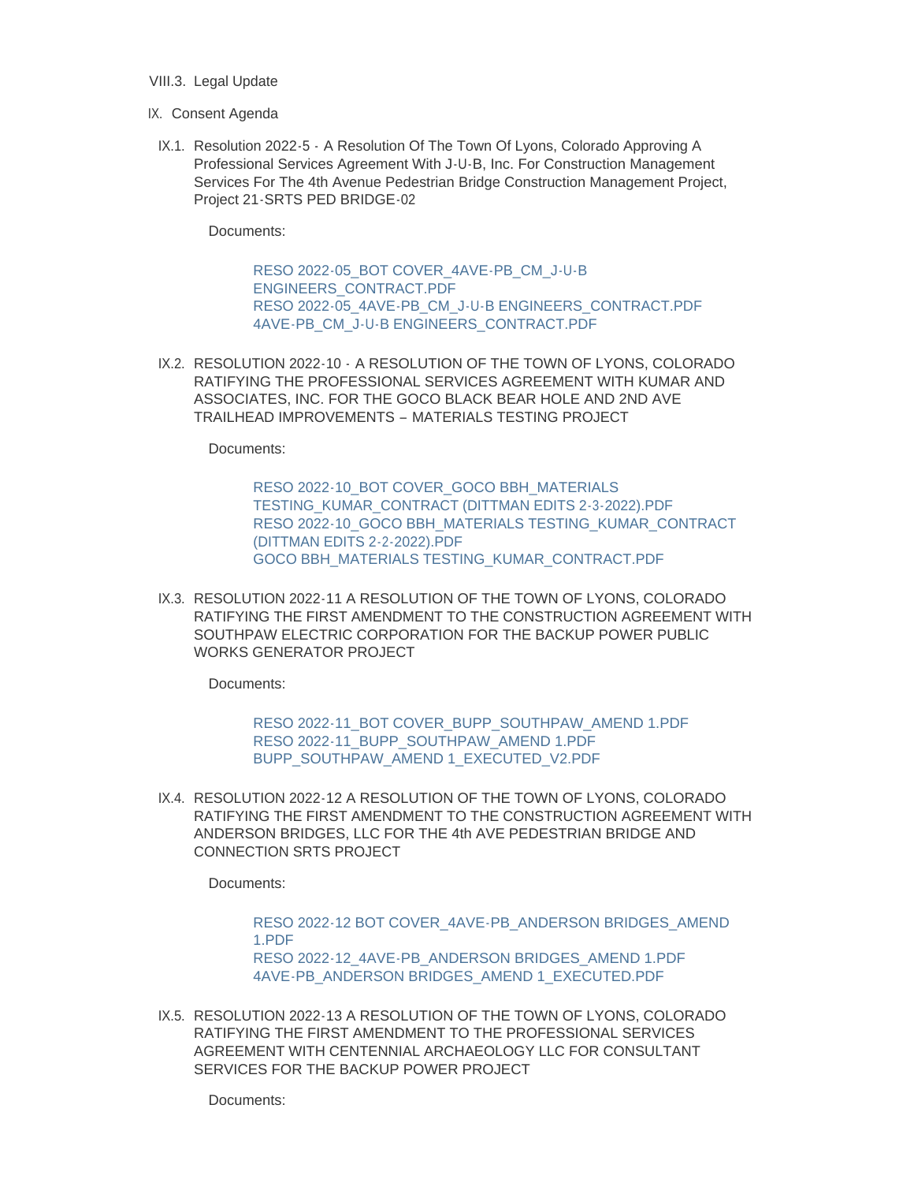VIII.3. Legal Update

IX. Consent Agenda

IX.1. Resolution 2022-5 - A Resolution Of The Town Of Lyons, Colorado Approving A Professional Services Agreement With J-U-B, Inc. For Construction Management Services For The 4th Avenue Pedestrian Bridge Construction Management Project, Project 21-SRTS PED BRIDGE-02

Documents:

RESO 2022-05_BOT COVER_4AVE-PB_CM_J-U-B ENGINEERS_CONTRACT.PDF
RESO 2022-05_4AVE-PB_CM_J-U-B ENGINEERS_CONTRACT.PDF
4AVE-PB_CM_J-U-B ENGINEERS_CONTRACT.PDF

IX.2. RESOLUTION 2022-10 - A RESOLUTION OF THE TOWN OF LYONS, COLORADO RATIFYING THE PROFESSIONAL SERVICES AGREEMENT WITH KUMAR AND ASSOCIATES, INC. FOR THE GOCO BLACK BEAR HOLE AND 2ND AVE TRAILHEAD IMPROVEMENTS – MATERIALS TESTING PROJECT

Documents:

RESO 2022-10_BOT COVER_GOCO BBH_MATERIALS TESTING_KUMAR_CONTRACT (DITTMAN EDITS 2-3-2022).PDF
RESO 2022-10_GOCO BBH_MATERIALS TESTING_KUMAR_CONTRACT (DITTMAN EDITS 2-2-2022).PDF
GOCO BBH_MATERIALS TESTING_KUMAR_CONTRACT.PDF

IX.3. RESOLUTION 2022-11 A RESOLUTION OF THE TOWN OF LYONS, COLORADO RATIFYING THE FIRST AMENDMENT TO THE CONSTRUCTION AGREEMENT WITH SOUTHPAW ELECTRIC CORPORATION FOR THE BACKUP POWER PUBLIC WORKS GENERATOR PROJECT

Documents:

RESO 2022-11_BOT COVER_BUPP_SOUTHPAW_AMEND 1.PDF
RESO 2022-11_BUPP_SOUTHPAW_AMEND 1.PDF
BUPP_SOUTHPAW_AMEND 1_EXECUTED_V2.PDF

IX.4. RESOLUTION 2022-12 A RESOLUTION OF THE TOWN OF LYONS, COLORADO RATIFYING THE FIRST AMENDMENT TO THE CONSTRUCTION AGREEMENT WITH ANDERSON BRIDGES, LLC FOR THE 4th AVE PEDESTRIAN BRIDGE AND CONNECTION SRTS PROJECT

Documents:

RESO 2022-12 BOT COVER_4AVE-PB_ANDERSON BRIDGES_AMEND 1.PDF
RESO 2022-12_4AVE-PB_ANDERSON BRIDGES_AMEND 1.PDF
4AVE-PB_ANDERSON BRIDGES_AMEND 1_EXECUTED.PDF

IX.5. RESOLUTION 2022-13 A RESOLUTION OF THE TOWN OF LYONS, COLORADO RATIFYING THE FIRST AMENDMENT TO THE PROFESSIONAL SERVICES AGREEMENT WITH CENTENNIAL ARCHAEOLOGY LLC FOR CONSULTANT SERVICES FOR THE BACKUP POWER PROJECT

Documents: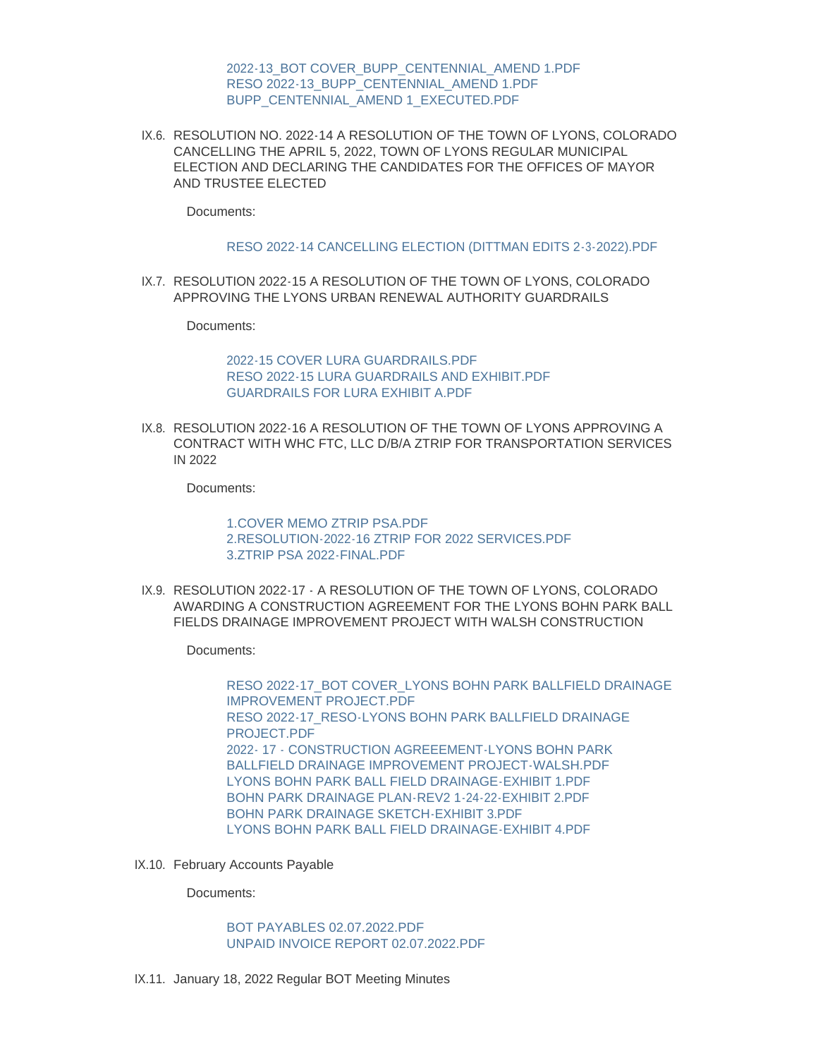2022-13_BOT COVER_BUPP_CENTENNIAL_AMEND 1.PDF
RESO 2022-13_BUPP_CENTENNIAL_AMEND 1.PDF
BUPP_CENTENNIAL_AMEND 1_EXECUTED.PDF

IX.6. RESOLUTION NO. 2022-14 A RESOLUTION OF THE TOWN OF LYONS, COLORADO CANCELLING THE APRIL 5, 2022, TOWN OF LYONS REGULAR MUNICIPAL ELECTION AND DECLARING THE CANDIDATES FOR THE OFFICES OF MAYOR AND TRUSTEE ELECTED

Documents:

RESO 2022-14 CANCELLING ELECTION (DITTMAN EDITS 2-3-2022).PDF

IX.7. RESOLUTION 2022-15 A RESOLUTION OF THE TOWN OF LYONS, COLORADO APPROVING THE LYONS URBAN RENEWAL AUTHORITY GUARDRAILS

Documents:

2022-15 COVER LURA GUARDRAILS.PDF
RESO 2022-15 LURA GUARDRAILS AND EXHIBIT.PDF
GUARDRAILS FOR LURA EXHIBIT A.PDF

IX.8. RESOLUTION 2022-16 A RESOLUTION OF THE TOWN OF LYONS APPROVING A CONTRACT WITH WHC FTC, LLC D/B/A ZTRIP FOR TRANSPORTATION SERVICES IN 2022

Documents:

1.COVER MEMO ZTRIP PSA.PDF
2.RESOLUTION-2022-16 ZTRIP FOR 2022 SERVICES.PDF
3.ZTRIP PSA 2022-FINAL.PDF

IX.9. RESOLUTION 2022-17 - A RESOLUTION OF THE TOWN OF LYONS, COLORADO AWARDING A CONSTRUCTION AGREEMENT FOR THE LYONS BOHN PARK BALL FIELDS DRAINAGE IMPROVEMENT PROJECT WITH WALSH CONSTRUCTION

Documents:

RESO 2022-17_BOT COVER_LYONS BOHN PARK BALLFIELD DRAINAGE IMPROVEMENT PROJECT.PDF
RESO 2022-17_RESO-LYONS BOHN PARK BALLFIELD DRAINAGE PROJECT.PDF
2022- 17 - CONSTRUCTION AGREEEMENT-LYONS BOHN PARK BALLFIELD DRAINAGE IMPROVEMENT PROJECT-WALSH.PDF
LYONS BOHN PARK BALL FIELD DRAINAGE-EXHIBIT 1.PDF
BOHN PARK DRAINAGE PLAN-REV2 1-24-22-EXHIBIT 2.PDF
BOHN PARK DRAINAGE SKETCH-EXHIBIT 3.PDF
LYONS BOHN PARK BALL FIELD DRAINAGE-EXHIBIT 4.PDF

IX.10. February Accounts Payable

Documents:

BOT PAYABLES 02.07.2022.PDF
UNPAID INVOICE REPORT 02.07.2022.PDF

IX.11. January 18, 2022 Regular BOT Meeting Minutes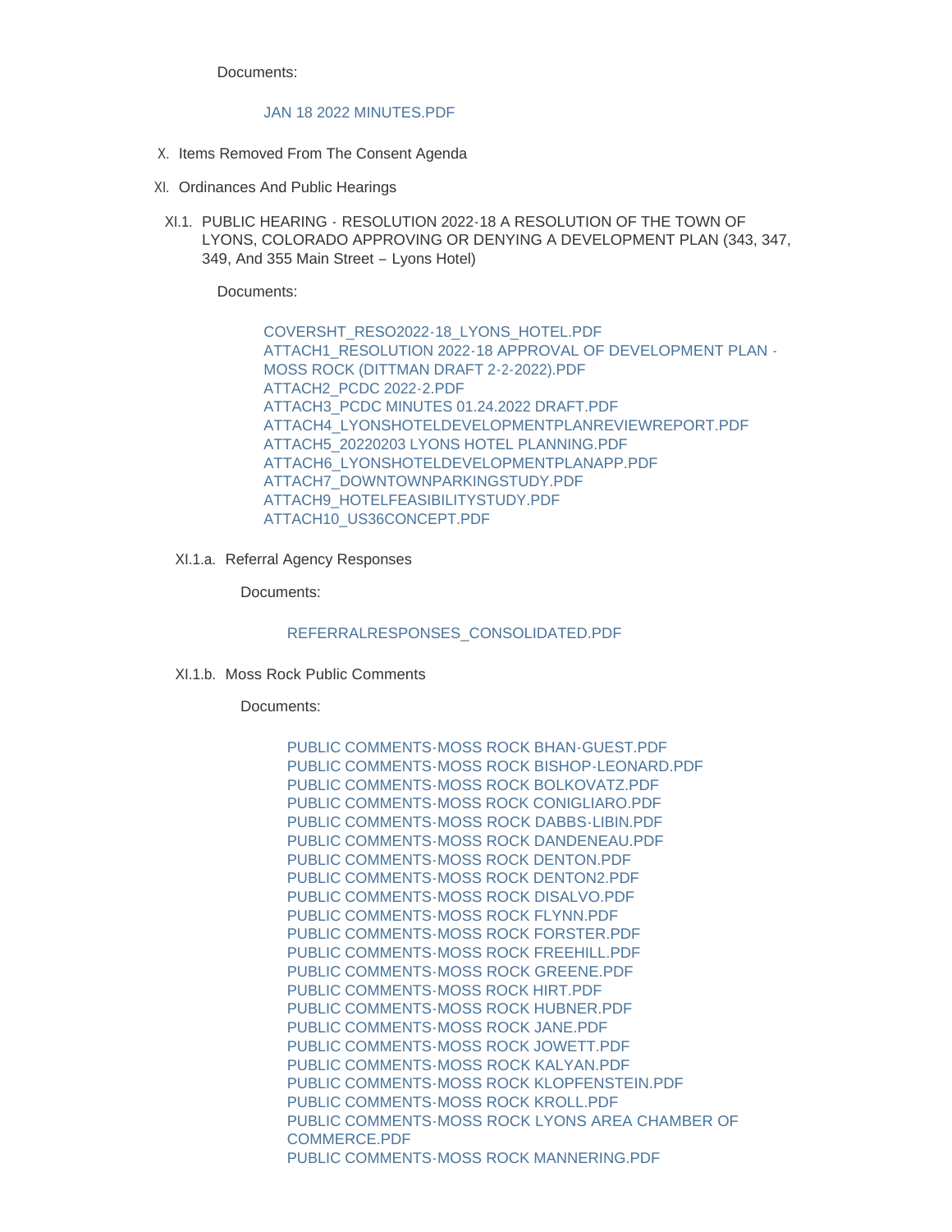Documents:

JAN 18 2022 MINUTES.PDF

X. Items Removed From The Consent Agenda

XI. Ordinances And Public Hearings

XI.1. PUBLIC HEARING - RESOLUTION 2022-18 A RESOLUTION OF THE TOWN OF LYONS, COLORADO APPROVING OR DENYING A DEVELOPMENT PLAN (343, 347, 349, And 355 Main Street – Lyons Hotel)

Documents:

COVERSHT_RESO2022-18_LYONS_HOTEL.PDF
ATTACH1_RESOLUTION 2022-18 APPROVAL OF DEVELOPMENT PLAN - MOSS ROCK (DITTMAN DRAFT 2-2-2022).PDF
ATTACH2_PCDC 2022-2.PDF
ATTACH3_PCDC MINUTES 01.24.2022 DRAFT.PDF
ATTACH4_LYONSHOTELDEVELOPMENTPLANREVIEWREPORT.PDF
ATTACH5_20220203 LYONS HOTEL PLANNING.PDF
ATTACH6_LYONSHOTELDEVELOPMENTPLANAPP.PDF
ATTACH7_DOWNTOWNPARKINGSTUDY.PDF
ATTACH9_HOTELFEASIBILITYSTUDY.PDF
ATTACH10_US36CONCEPT.PDF

XI.1.a. Referral Agency Responses

Documents:

REFERRALRESPONSES_CONSOLIDATED.PDF

XI.1.b. Moss Rock Public Comments

Documents:

PUBLIC COMMENTS-MOSS ROCK BHAN-GUEST.PDF
PUBLIC COMMENTS-MOSS ROCK BISHOP-LEONARD.PDF
PUBLIC COMMENTS-MOSS ROCK BOLKOVATZ.PDF
PUBLIC COMMENTS-MOSS ROCK CONIGLIARO.PDF
PUBLIC COMMENTS-MOSS ROCK DABBS-LIBIN.PDF
PUBLIC COMMENTS-MOSS ROCK DANDENEAU.PDF
PUBLIC COMMENTS-MOSS ROCK DENTON.PDF
PUBLIC COMMENTS-MOSS ROCK DENTON2.PDF
PUBLIC COMMENTS-MOSS ROCK DISALVO.PDF
PUBLIC COMMENTS-MOSS ROCK FLYNN.PDF
PUBLIC COMMENTS-MOSS ROCK FORSTER.PDF
PUBLIC COMMENTS-MOSS ROCK FREEHILL.PDF
PUBLIC COMMENTS-MOSS ROCK GREENE.PDF
PUBLIC COMMENTS-MOSS ROCK HIRT.PDF
PUBLIC COMMENTS-MOSS ROCK HUBNER.PDF
PUBLIC COMMENTS-MOSS ROCK JANE.PDF
PUBLIC COMMENTS-MOSS ROCK JOWETT.PDF
PUBLIC COMMENTS-MOSS ROCK KALYAN.PDF
PUBLIC COMMENTS-MOSS ROCK KLOPFENSTEIN.PDF
PUBLIC COMMENTS-MOSS ROCK KROLL.PDF
PUBLIC COMMENTS-MOSS ROCK LYONS AREA CHAMBER OF COMMERCE.PDF
PUBLIC COMMENTS-MOSS ROCK MANNERING.PDF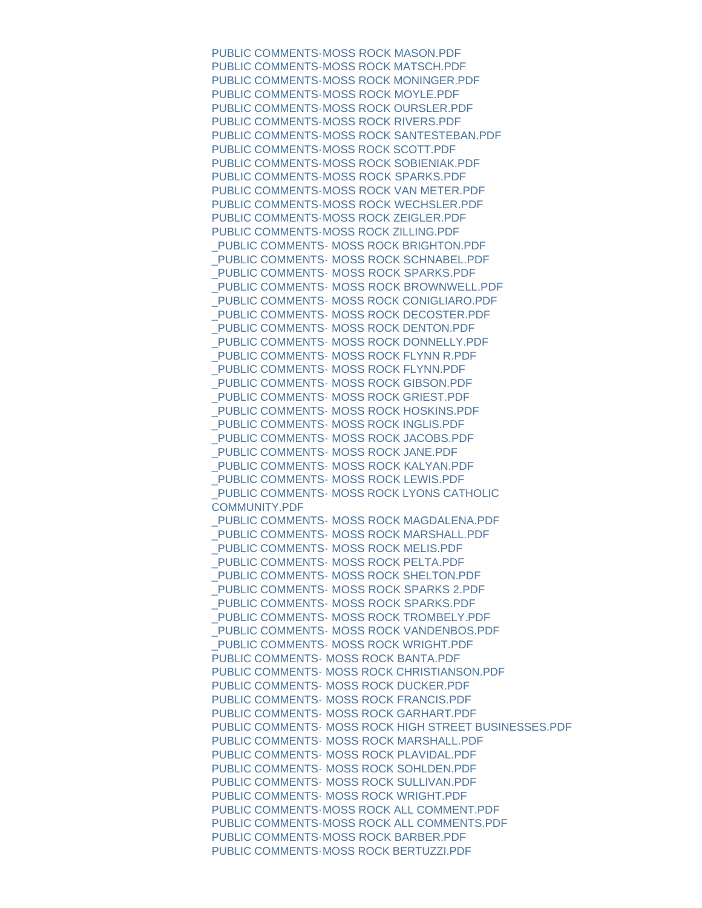PUBLIC COMMENTS-MOSS ROCK MASON.PDF
PUBLIC COMMENTS-MOSS ROCK MATSCH.PDF
PUBLIC COMMENTS-MOSS ROCK MONINGER.PDF
PUBLIC COMMENTS-MOSS ROCK MOYLE.PDF
PUBLIC COMMENTS-MOSS ROCK OURSLER.PDF
PUBLIC COMMENTS-MOSS ROCK RIVERS.PDF
PUBLIC COMMENTS-MOSS ROCK SANTESTEBAN.PDF
PUBLIC COMMENTS-MOSS ROCK SCOTT.PDF
PUBLIC COMMENTS-MOSS ROCK SOBIENIAK.PDF
PUBLIC COMMENTS-MOSS ROCK SPARKS.PDF
PUBLIC COMMENTS-MOSS ROCK VAN METER.PDF
PUBLIC COMMENTS-MOSS ROCK WECHSLER.PDF
PUBLIC COMMENTS-MOSS ROCK ZEIGLER.PDF
PUBLIC COMMENTS-MOSS ROCK ZILLING.PDF
_PUBLIC COMMENTS- MOSS ROCK BRIGHTON.PDF
_PUBLIC COMMENTS- MOSS ROCK SCHNABEL.PDF
_PUBLIC COMMENTS- MOSS ROCK SPARKS.PDF
_PUBLIC COMMENTS- MOSS ROCK BROWNWELL.PDF
_PUBLIC COMMENTS- MOSS ROCK CONIGLIARO.PDF
_PUBLIC COMMENTS- MOSS ROCK DECOSTER.PDF
_PUBLIC COMMENTS- MOSS ROCK DENTON.PDF
_PUBLIC COMMENTS- MOSS ROCK DONNELLY.PDF
_PUBLIC COMMENTS- MOSS ROCK FLYNN R.PDF
_PUBLIC COMMENTS- MOSS ROCK FLYNN.PDF
_PUBLIC COMMENTS- MOSS ROCK GIBSON.PDF
_PUBLIC COMMENTS- MOSS ROCK GRIEST.PDF
_PUBLIC COMMENTS- MOSS ROCK HOSKINS.PDF
_PUBLIC COMMENTS- MOSS ROCK INGLIS.PDF
_PUBLIC COMMENTS- MOSS ROCK JACOBS.PDF
_PUBLIC COMMENTS- MOSS ROCK JANE.PDF
_PUBLIC COMMENTS- MOSS ROCK KALYAN.PDF
_PUBLIC COMMENTS- MOSS ROCK LEWIS.PDF
_PUBLIC COMMENTS- MOSS ROCK LYONS CATHOLIC COMMUNITY.PDF
_PUBLIC COMMENTS- MOSS ROCK MAGDALENA.PDF
_PUBLIC COMMENTS- MOSS ROCK MARSHALL.PDF
_PUBLIC COMMENTS- MOSS ROCK MELIS.PDF
_PUBLIC COMMENTS- MOSS ROCK PELTA.PDF
_PUBLIC COMMENTS- MOSS ROCK SHELTON.PDF
_PUBLIC COMMENTS- MOSS ROCK SPARKS 2.PDF
_PUBLIC COMMENTS- MOSS ROCK SPARKS.PDF
_PUBLIC COMMENTS- MOSS ROCK TROMBELY.PDF
_PUBLIC COMMENTS- MOSS ROCK VANDENBOS.PDF
_PUBLIC COMMENTS- MOSS ROCK WRIGHT.PDF
PUBLIC COMMENTS- MOSS ROCK BANTA.PDF
PUBLIC COMMENTS- MOSS ROCK CHRISTIANSON.PDF
PUBLIC COMMENTS- MOSS ROCK DUCKER.PDF
PUBLIC COMMENTS- MOSS ROCK FRANCIS.PDF
PUBLIC COMMENTS- MOSS ROCK GARHART.PDF
PUBLIC COMMENTS- MOSS ROCK HIGH STREET BUSINESSES.PDF
PUBLIC COMMENTS- MOSS ROCK MARSHALL.PDF
PUBLIC COMMENTS- MOSS ROCK PLAVIDAL.PDF
PUBLIC COMMENTS- MOSS ROCK SOHLDEN.PDF
PUBLIC COMMENTS- MOSS ROCK SULLIVAN.PDF
PUBLIC COMMENTS- MOSS ROCK WRIGHT.PDF
PUBLIC COMMENTS-MOSS ROCK ALL COMMENT.PDF
PUBLIC COMMENTS-MOSS ROCK ALL COMMENTS.PDF
PUBLIC COMMENTS-MOSS ROCK BARBER.PDF
PUBLIC COMMENTS-MOSS ROCK BERTUZZI.PDF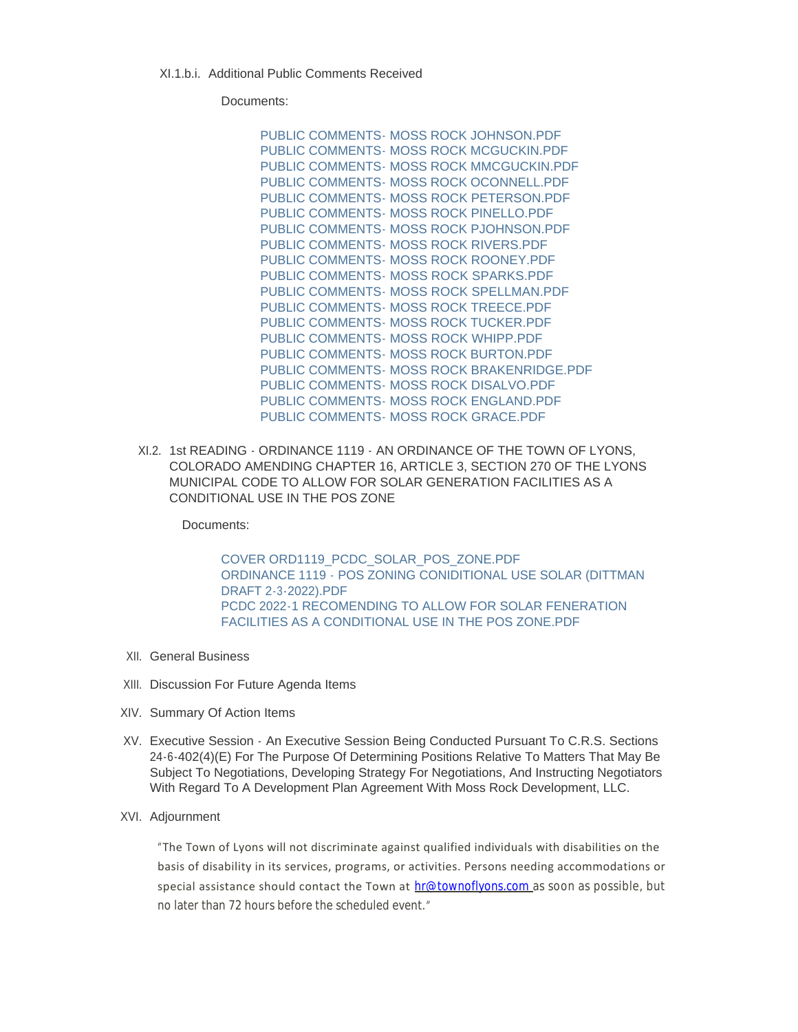XI.1.b.i. Additional Public Comments Received

Documents:

PUBLIC COMMENTS- MOSS ROCK JOHNSON.PDF
PUBLIC COMMENTS- MOSS ROCK MCGUCKIN.PDF
PUBLIC COMMENTS- MOSS ROCK MMCGUCKIN.PDF
PUBLIC COMMENTS- MOSS ROCK OCONNELL.PDF
PUBLIC COMMENTS- MOSS ROCK PETERSON.PDF
PUBLIC COMMENTS- MOSS ROCK PINELLO.PDF
PUBLIC COMMENTS- MOSS ROCK PJOHNSON.PDF
PUBLIC COMMENTS- MOSS ROCK RIVERS.PDF
PUBLIC COMMENTS- MOSS ROCK ROONEY.PDF
PUBLIC COMMENTS- MOSS ROCK SPARKS.PDF
PUBLIC COMMENTS- MOSS ROCK SPELLMAN.PDF
PUBLIC COMMENTS- MOSS ROCK TREECE.PDF
PUBLIC COMMENTS- MOSS ROCK TUCKER.PDF
PUBLIC COMMENTS- MOSS ROCK WHIPP.PDF
PUBLIC COMMENTS- MOSS ROCK BURTON.PDF
PUBLIC COMMENTS- MOSS ROCK BRAKENRIDGE.PDF
PUBLIC COMMENTS- MOSS ROCK DISALVO.PDF
PUBLIC COMMENTS- MOSS ROCK ENGLAND.PDF
PUBLIC COMMENTS- MOSS ROCK GRACE.PDF

XI.2. 1st READING - ORDINANCE 1119 - AN ORDINANCE OF THE TOWN OF LYONS, COLORADO AMENDING CHAPTER 16, ARTICLE 3, SECTION 270 OF THE LYONS MUNICIPAL CODE TO ALLOW FOR SOLAR GENERATION FACILITIES AS A CONDITIONAL USE IN THE POS ZONE

Documents:

COVER ORD1119_PCDC_SOLAR_POS_ZONE.PDF
ORDINANCE 1119 - POS ZONING CONIDITIONAL USE SOLAR (DITTMAN DRAFT 2-3-2022).PDF
PCDC 2022-1 RECOMENDING TO ALLOW FOR SOLAR FENERATION FACILITIES AS A CONDITIONAL USE IN THE POS ZONE.PDF

XII. General Business

XIII. Discussion For Future Agenda Items

XIV. Summary Of Action Items

XV. Executive Session - An Executive Session Being Conducted Pursuant To C.R.S. Sections 24-6-402(4)(E) For The Purpose Of Determining Positions Relative To Matters That May Be Subject To Negotiations, Developing Strategy For Negotiations, And Instructing Negotiators With Regard To A Development Plan Agreement With Moss Rock Development, LLC.

XVI. Adjournment

"The Town of Lyons will not discriminate against qualified individuals with disabilities on the basis of disability in its services, programs, or activities. Persons needing accommodations or special assistance should contact the Town at hr@townoflyons.com as soon as possible, but no later than 72 hours before the scheduled event."